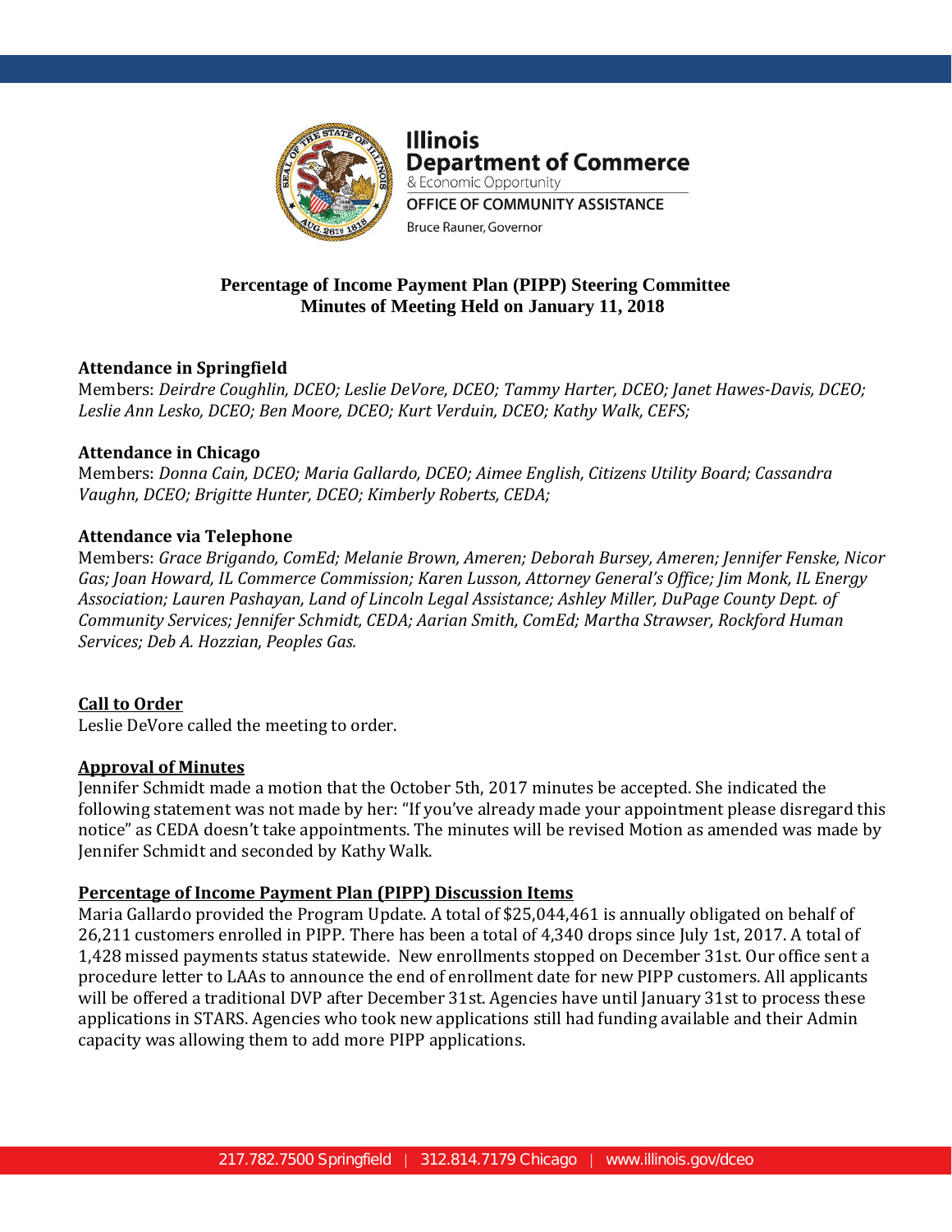Illinois
Department of Commerce
& Economic Opportunity
OFFICE OF COMMUNITY ASSISTANCE
Bruce Rauner, Governor

# Percentage of Income Payment Plan (PIPP) Steering Committee
## Minutes of Meeting Held on January 11, 2018

**Attendance in Springfield**
Members: *Deirdre Coughlin, DCEO; Leslie DeVore, DCEO; Tammy Harter, DCEO; Janet Hawes-Davis, DCEO; Leslie Ann Lesko, DCEO; Ben Moore, DCEO; Kurt Verduin, DCEO; Kathy Walk, CEFS;*

**Attendance in Chicago**
Members: *Donna Cain, DCEO; Maria Gallardo, DCEO; Aimee English, Citizens Utility Board; Cassandra Vaughn, DCEO; Brigitte Hunter, DCEO; Kimberly Roberts, CEDA;*

**Attendance via Telephone**
Members: *Grace Brigando, ComEd; Melanie Brown, Ameren; Deborah Bursey, Ameren; Jennifer Fenske, Nicor Gas; Joan Howard, IL Commerce Commission; Karen Lusson, Attorney General's Office; Jim Monk, IL Energy Association; Lauren Pashayan, Land of Lincoln Legal Assistance; Ashley Miller, DuPage County Dept. of Community Services; Jennifer Schmidt, CEDA; Aarian Smith, ComEd; Martha Strawser, Rockford Human Services; Deb A. Hozzian, Peoples Gas.*

**Call to Order**
Leslie DeVore called the meeting to order.

**Approval of Minutes**
Jennifer Schmidt made a motion that the October 5th, 2017 minutes be accepted. She indicated the following statement was not made by her: "If you've already made your appointment please disregard this notice" as CEDA doesn't take appointments. The minutes will be revised Motion as amended was made by Jennifer Schmidt and seconded by Kathy Walk.

**Percentage of Income Payment Plan (PIPP) Discussion Items**
Maria Gallardo provided the Program Update. A total of $25,044,461 is annually obligated on behalf of 26,211 customers enrolled in PIPP. There has been a total of 4,340 drops since July 1st, 2017. A total of 1,428 missed payments status statewide. New enrollments stopped on December 31st. Our office sent a procedure letter to LAAs to announce the end of enrollment date for new PIPP customers. All applicants will be offered a traditional DVP after December 31st. Agencies have until January 31st to process these applications in STARS. Agencies who took new applications still had funding available and their Admin capacity was allowing them to add more PIPP applications.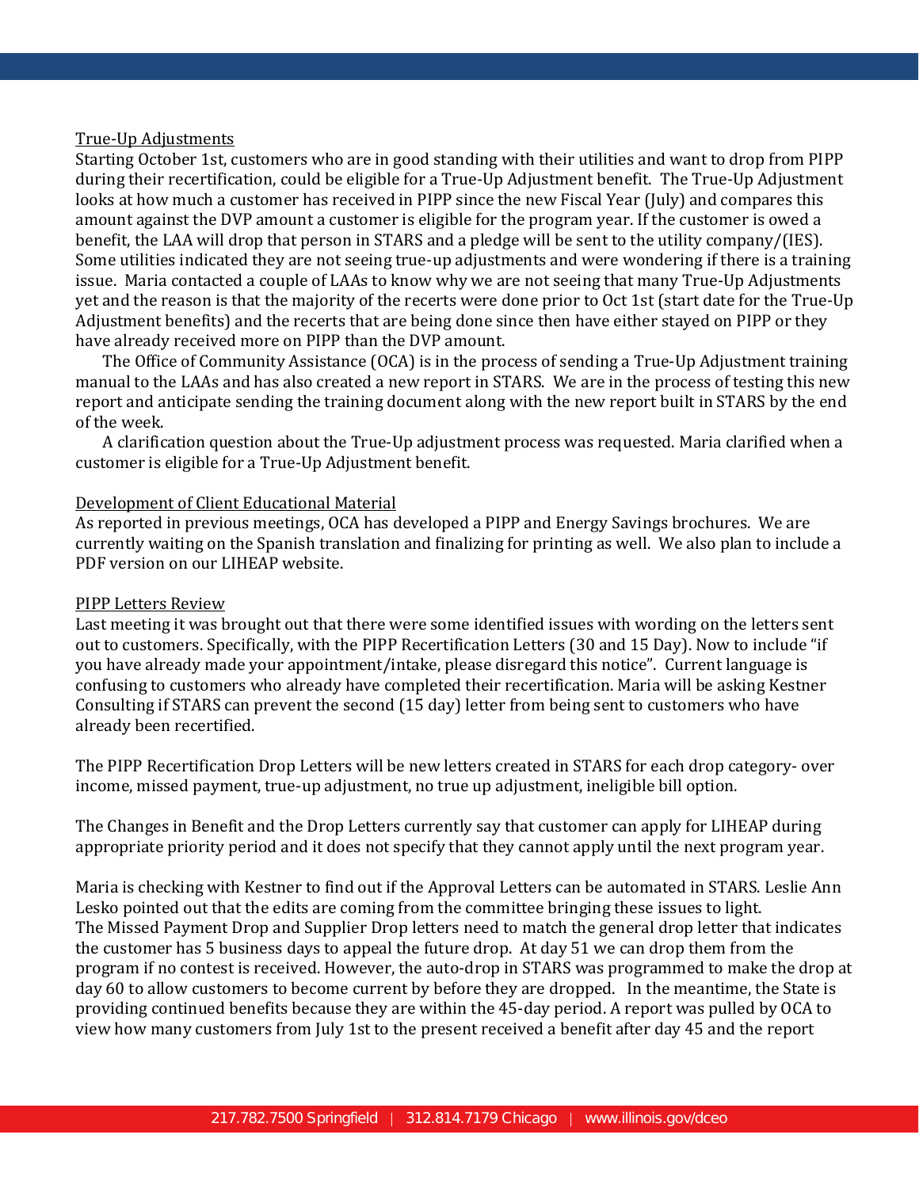<u>True-Up Adjustments</u>

Starting October 1st, customers who are in good standing with their utilities and want to drop from PIPP during their recertification, could be eligible for a True-Up Adjustment benefit. The True-Up Adjustment looks at how much a customer has received in PIPP since the new Fiscal Year (July) and compares this amount against the DVP amount a customer is eligible for the program year. If the customer is owed a benefit, the LAA will drop that person in STARS and a pledge will be sent to the utility company/(IES). Some utilities indicated they are not seeing true-up adjustments and were wondering if there is a training issue. Maria contacted a couple of LAAs to know why we are not seeing that many True-Up Adjustments yet and the reason is that the majority of the recerts were done prior to Oct 1st (start date for the True-Up Adjustment benefits) and the recerts that are being done since then have either stayed on PIPP or they have already received more on PIPP than the DVP amount.

The Office of Community Assistance (OCA) is in the process of sending a True-Up Adjustment training manual to the LAAs and has also created a new report in STARS. We are in the process of testing this new report and anticipate sending the training document along with the new report built in STARS by the end of the week.

A clarification question about the True-Up adjustment process was requested. Maria clarified when a customer is eligible for a True-Up Adjustment benefit.

<u>Development of Client Educational Material</u>

As reported in previous meetings, OCA has developed a PIPP and Energy Savings brochures. We are currently waiting on the Spanish translation and finalizing for printing as well. We also plan to include a PDF version on our LIHEAP website.

<u>PIPP Letters Review</u>

Last meeting it was brought out that there were some identified issues with wording on the letters sent out to customers. Specifically, with the PIPP Recertification Letters (30 and 15 Day). Now to include "if you have already made your appointment/intake, please disregard this notice". Current language is confusing to customers who already have completed their recertification. Maria will be asking Kestner Consulting if STARS can prevent the second (15 day) letter from being sent to customers who have already been recertified.

The PIPP Recertification Drop Letters will be new letters created in STARS for each drop category- over income, missed payment, true-up adjustment, no true up adjustment, ineligible bill option.

The Changes in Benefit and the Drop Letters currently say that customer can apply for LIHEAP during appropriate priority period and it does not specify that they cannot apply until the next program year.

Maria is checking with Kestner to find out if the Approval Letters can be automated in STARS. Leslie Ann Lesko pointed out that the edits are coming from the committee bringing these issues to light.
The Missed Payment Drop and Supplier Drop letters need to match the general drop letter that indicates the customer has 5 business days to appeal the future drop. At day 51 we can drop them from the program if no contest is received. However, the auto-drop in STARS was programmed to make the drop at day 60 to allow customers to become current by before they are dropped. In the meantime, the State is providing continued benefits because they are within the 45-day period. A report was pulled by OCA to view how many customers from July 1st to the present received a benefit after day 45 and the report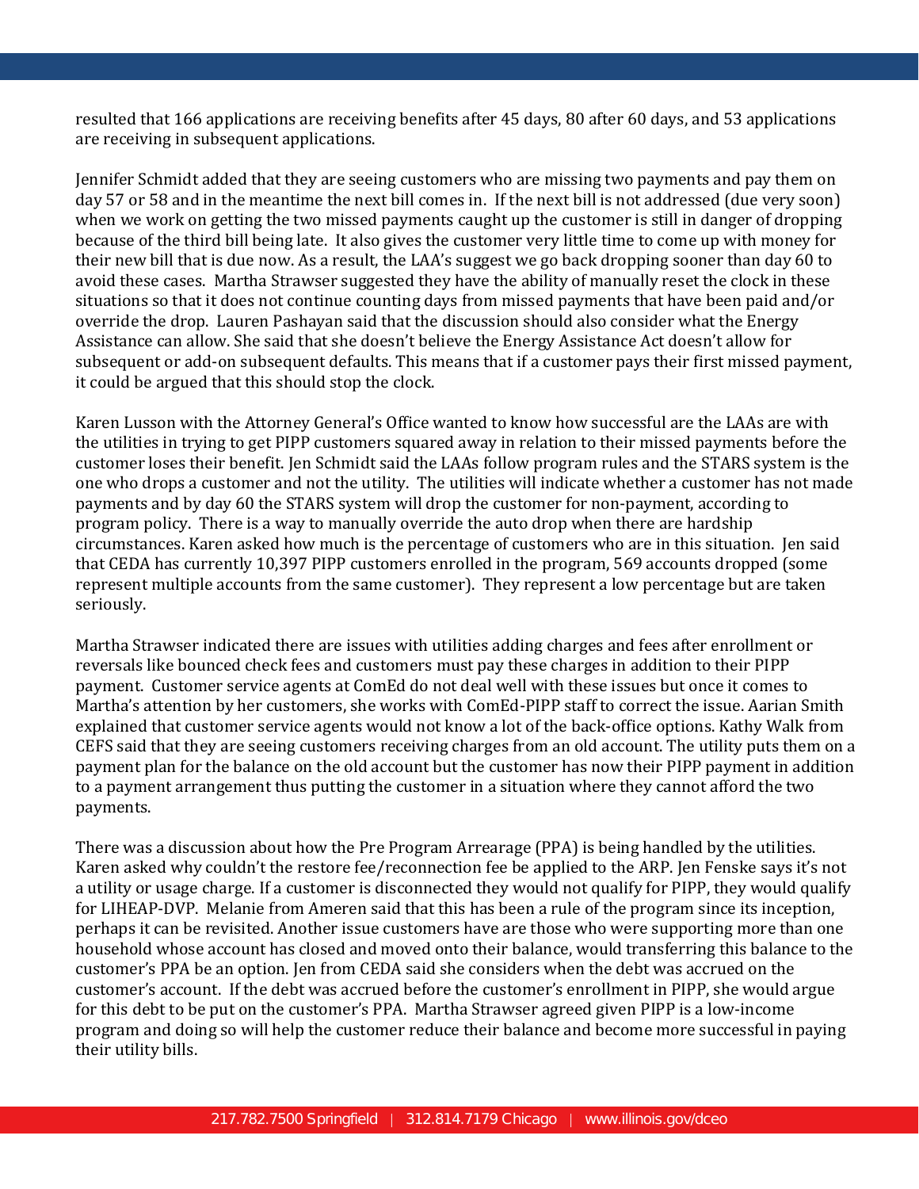resulted that 166 applications are receiving benefits after 45 days, 80 after 60 days, and 53 applications are receiving in subsequent applications.

Jennifer Schmidt added that they are seeing customers who are missing two payments and pay them on day 57 or 58 and in the meantime the next bill comes in. If the next bill is not addressed (due very soon) when we work on getting the two missed payments caught up the customer is still in danger of dropping because of the third bill being late. It also gives the customer very little time to come up with money for their new bill that is due now. As a result, the LAA's suggest we go back dropping sooner than day 60 to avoid these cases. Martha Strawser suggested they have the ability of manually reset the clock in these situations so that it does not continue counting days from missed payments that have been paid and/or override the drop. Lauren Pashayan said that the discussion should also consider what the Energy Assistance can allow. She said that she doesn't believe the Energy Assistance Act doesn't allow for subsequent or add-on subsequent defaults. This means that if a customer pays their first missed payment, it could be argued that this should stop the clock.

Karen Lusson with the Attorney General's Office wanted to know how successful are the LAAs are with the utilities in trying to get PIPP customers squared away in relation to their missed payments before the customer loses their benefit. Jen Schmidt said the LAAs follow program rules and the STARS system is the one who drops a customer and not the utility. The utilities will indicate whether a customer has not made payments and by day 60 the STARS system will drop the customer for non-payment, according to program policy. There is a way to manually override the auto drop when there are hardship circumstances. Karen asked how much is the percentage of customers who are in this situation. Jen said that CEDA has currently 10,397 PIPP customers enrolled in the program, 569 accounts dropped (some represent multiple accounts from the same customer). They represent a low percentage but are taken seriously.

Martha Strawser indicated there are issues with utilities adding charges and fees after enrollment or reversals like bounced check fees and customers must pay these charges in addition to their PIPP payment. Customer service agents at ComEd do not deal well with these issues but once it comes to Martha's attention by her customers, she works with ComEd-PIPP staff to correct the issue. Aarian Smith explained that customer service agents would not know a lot of the back-office options. Kathy Walk from CEFS said that they are seeing customers receiving charges from an old account. The utility puts them on a payment plan for the balance on the old account but the customer has now their PIPP payment in addition to a payment arrangement thus putting the customer in a situation where they cannot afford the two payments.

There was a discussion about how the Pre Program Arrearage (PPA) is being handled by the utilities. Karen asked why couldn't the restore fee/reconnection fee be applied to the ARP. Jen Fenske says it's not a utility or usage charge. If a customer is disconnected they would not qualify for PIPP, they would qualify for LIHEAP-DVP. Melanie from Ameren said that this has been a rule of the program since its inception, perhaps it can be revisited. Another issue customers have are those who were supporting more than one household whose account has closed and moved onto their balance, would transferring this balance to the customer's PPA be an option. Jen from CEDA said she considers when the debt was accrued on the customer's account. If the debt was accrued before the customer's enrollment in PIPP, she would argue for this debt to be put on the customer's PPA. Martha Strawser agreed given PIPP is a low-income program and doing so will help the customer reduce their balance and become more successful in paying their utility bills.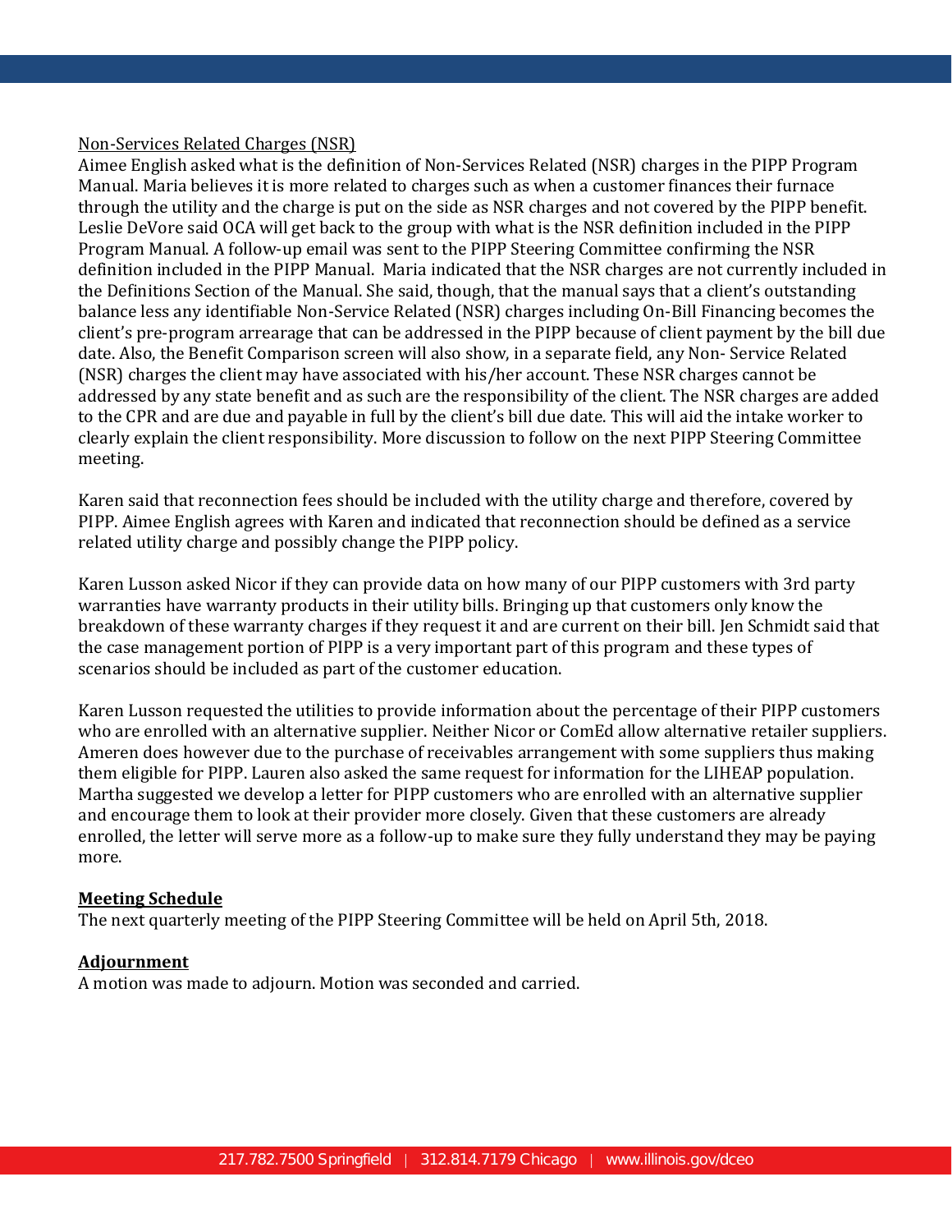Non-Services Related Charges (NSR)

Aimee English asked what is the definition of Non-Services Related (NSR) charges in the PIPP Program Manual. Maria believes it is more related to charges such as when a customer finances their furnace through the utility and the charge is put on the side as NSR charges and not covered by the PIPP benefit. Leslie DeVore said OCA will get back to the group with what is the NSR definition included in the PIPP Program Manual. A follow-up email was sent to the PIPP Steering Committee confirming the NSR definition included in the PIPP Manual. Maria indicated that the NSR charges are not currently included in the Definitions Section of the Manual. She said, though, that the manual says that a client's outstanding balance less any identifiable Non-Service Related (NSR) charges including On-Bill Financing becomes the client's pre-program arrearage that can be addressed in the PIPP because of client payment by the bill due date. Also, the Benefit Comparison screen will also show, in a separate field, any Non- Service Related (NSR) charges the client may have associated with his/her account. These NSR charges cannot be addressed by any state benefit and as such are the responsibility of the client. The NSR charges are added to the CPR and are due and payable in full by the client's bill due date. This will aid the intake worker to clearly explain the client responsibility. More discussion to follow on the next PIPP Steering Committee meeting.

Karen said that reconnection fees should be included with the utility charge and therefore, covered by PIPP. Aimee English agrees with Karen and indicated that reconnection should be defined as a service related utility charge and possibly change the PIPP policy.

Karen Lusson asked Nicor if they can provide data on how many of our PIPP customers with 3rd party warranties have warranty products in their utility bills. Bringing up that customers only know the breakdown of these warranty charges if they request it and are current on their bill. Jen Schmidt said that the case management portion of PIPP is a very important part of this program and these types of scenarios should be included as part of the customer education.

Karen Lusson requested the utilities to provide information about the percentage of their PIPP customers who are enrolled with an alternative supplier. Neither Nicor or ComEd allow alternative retailer suppliers. Ameren does however due to the purchase of receivables arrangement with some suppliers thus making them eligible for PIPP. Lauren also asked the same request for information for the LIHEAP population. Martha suggested we develop a letter for PIPP customers who are enrolled with an alternative supplier and encourage them to look at their provider more closely. Given that these customers are already enrolled, the letter will serve more as a follow-up to make sure they fully understand they may be paying more.

**Meeting Schedule**

The next quarterly meeting of the PIPP Steering Committee will be held on April 5th, 2018.

**Adjournment**

A motion was made to adjourn. Motion was seconded and carried.